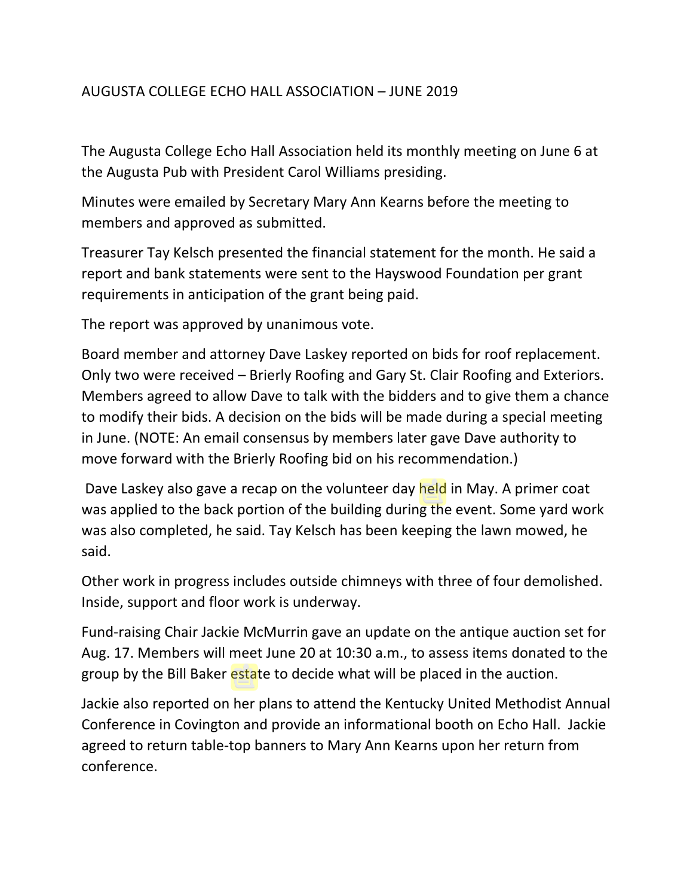# AUGUSTA COLLEGE ECHO HALL ASSOCIATION – JUNE 2019

The Augusta College Echo Hall Association held its monthly meeting on June 6 at the Augusta Pub with President Carol Williams presiding.

Minutes were emailed by Secretary Mary Ann Kearns before the meeting to members and approved as submitted.

Treasurer Tay Kelsch presented the financial statement for the month. He said a report and bank statements were sent to the Hayswood Foundation per grant requirements in anticipation of the grant being paid.

The report was approved by unanimous vote.

Board member and attorney Dave Laskey reported on bids for roof replacement. Only two were received – Brierly Roofing and Gary St. Clair Roofing and Exteriors. Members agreed to allow Dave to talk with the bidders and to give them a chance to modify their bids. A decision on the bids will be made during a special meeting in June. (NOTE: An email consensus by members later gave Dave authority to move forward with the Brierly Roofing bid on his recommendation.)

Dave Laskey also gave a recap on the volunteer day held in May. A primer coat was applied to the back portion of the building during the event. Some yard work was also completed, he said. Tay Kelsch has been keeping the lawn mowed, he said.

Other work in progress includes outside chimneys with three of four demolished. Inside, support and floor work is underway.

Fund-raising Chair Jackie McMurrin gave an update on the antique auction set for Aug. 17. Members will meet June 20 at 10:30 a.m., to assess items donated to the group by the Bill Baker estate to decide what will be placed in the auction.

Jackie also reported on her plans to attend the Kentucky United Methodist Annual Conference in Covington and provide an informational booth on Echo Hall. Jackie agreed to return table-top banners to Mary Ann Kearns upon her return from conference.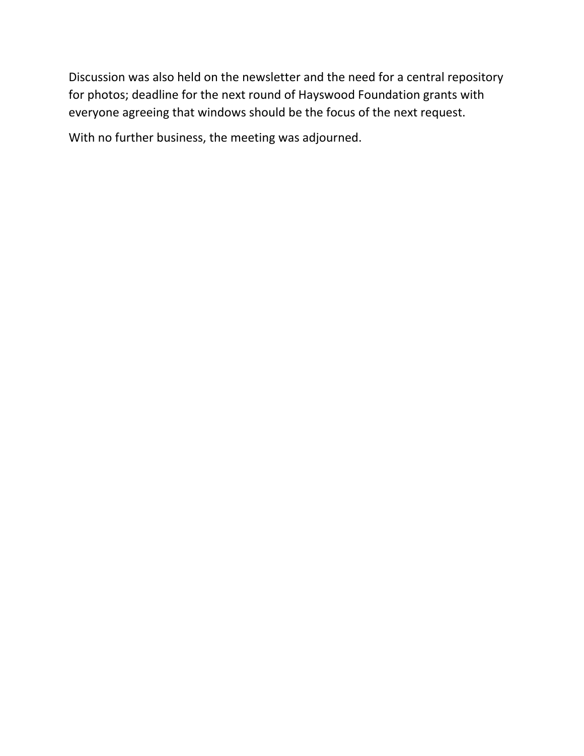Discussion was also held on the newsletter and the need for a central repository for photos; deadline for the next round of Hayswood Foundation grants with everyone agreeing that windows should be the focus of the next request.

With no further business, the meeting was adjourned.